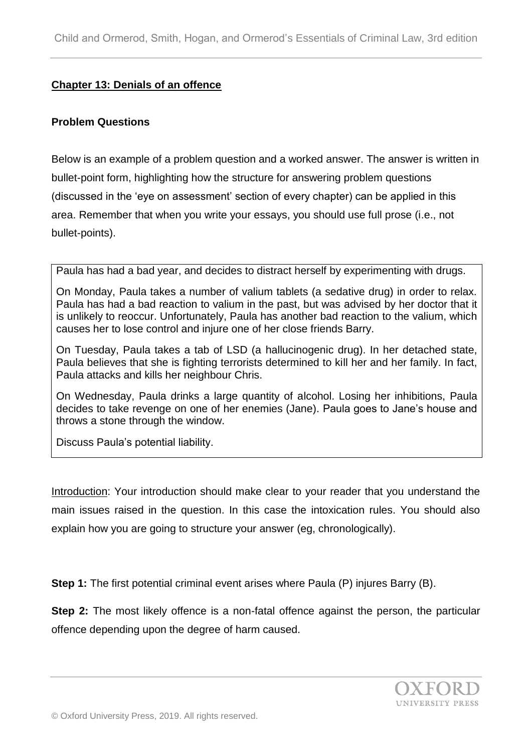## Chapter 13: Denials of an offence

### Problem Questions

Below is an example of a problem question and a worked answer. The answer is written in bullet-point form, highlighting how the structure for answering problem questions (discussed in the 'eye on assessment' section of every chapter) can be applied in this area. Remember that when you write your essays, you should use full prose (i.e., not bullet-points).

> Paula has had a bad year, and decides to distract herself by experimenting with drugs.
>
> On Monday, Paula takes a number of valium tablets (a sedative drug) in order to relax. Paula has had a bad reaction to valium in the past, but was advised by her doctor that it is unlikely to reoccur. Unfortunately, Paula has another bad reaction to the valium, which causes her to lose control and injure one of her close friends Barry.
>
> On Tuesday, Paula takes a tab of LSD (a hallucinogenic drug). In her detached state, Paula believes that she is fighting terrorists determined to kill her and her family. In fact, Paula attacks and kills her neighbour Chris.
>
> On Wednesday, Paula drinks a large quantity of alcohol. Losing her inhibitions, Paula decides to take revenge on one of her enemies (Jane). Paula goes to Jane's house and throws a stone through the window.
>
> Discuss Paula's potential liability.

Introduction: Your introduction should make clear to your reader that you understand the main issues raised in the question. In this case the intoxication rules. You should also explain how you are going to structure your answer (eg, chronologically).

**Step 1:** The first potential criminal event arises where Paula (P) injures Barry (B).

**Step 2:** The most likely offence is a non-fatal offence against the person, the particular offence depending upon the degree of harm caused.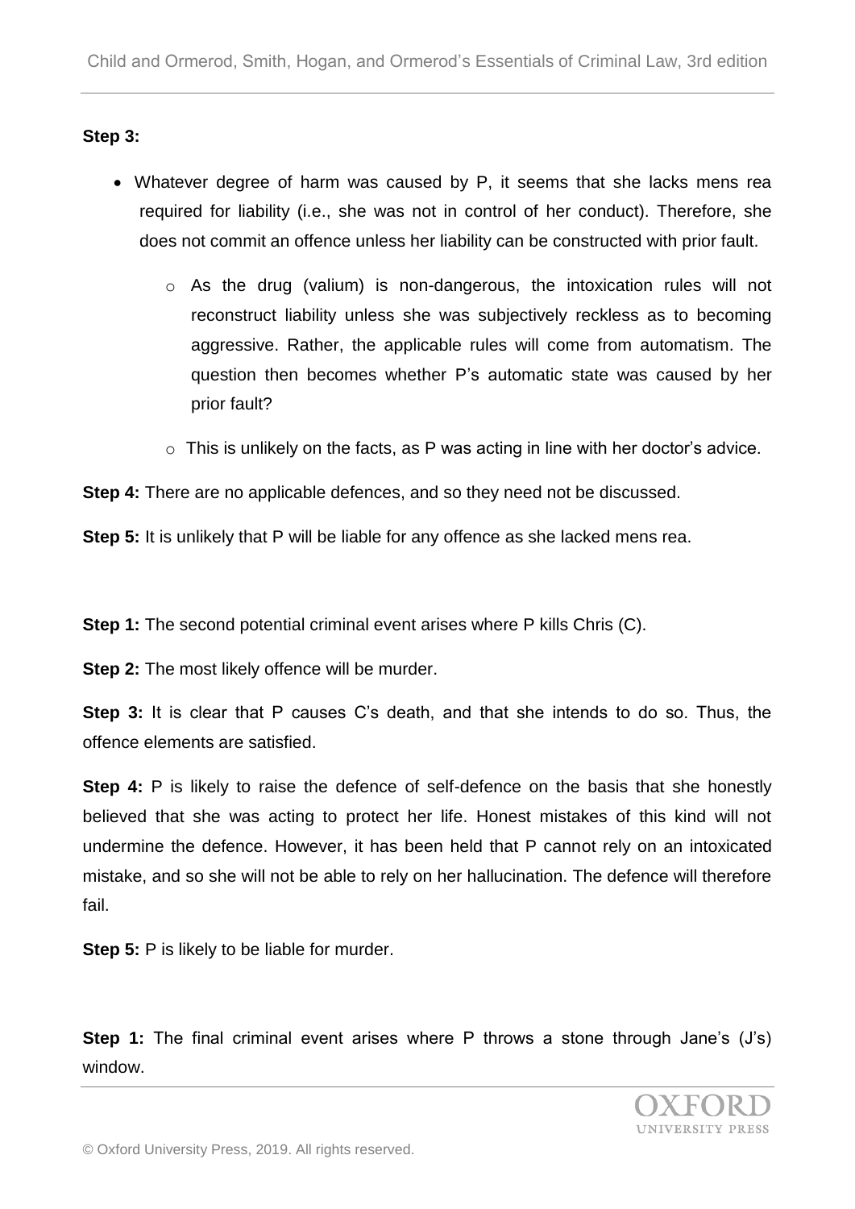**Step 3:**

- Whatever degree of harm was caused by P, it seems that she lacks mens rea required for liability (i.e., she was not in control of her conduct). Therefore, she does not commit an offence unless her liability can be constructed with prior fault.
    - As the drug (valium) is non-dangerous, the intoxication rules will not reconstruct liability unless she was subjectively reckless as to becoming aggressive. Rather, the applicable rules will come from automatism. The question then becomes whether P's automatic state was caused by her prior fault?
    - This is unlikely on the facts, as P was acting in line with her doctor's advice.

**Step 4:** There are no applicable defences, and so they need not be discussed.

**Step 5:** It is unlikely that P will be liable for any offence as she lacked mens rea.

**Step 1:** The second potential criminal event arises where P kills Chris (C).

**Step 2:** The most likely offence will be murder.

**Step 3:** It is clear that P causes C's death, and that she intends to do so. Thus, the offence elements are satisfied.

**Step 4:** P is likely to raise the defence of self-defence on the basis that she honestly believed that she was acting to protect her life. Honest mistakes of this kind will not undermine the defence. However, it has been held that P cannot rely on an intoxicated mistake, and so she will not be able to rely on her hallucination. The defence will therefore fail.

**Step 5:** P is likely to be liable for murder.

**Step 1:** The final criminal event arises where P throws a stone through Jane's (J's) window.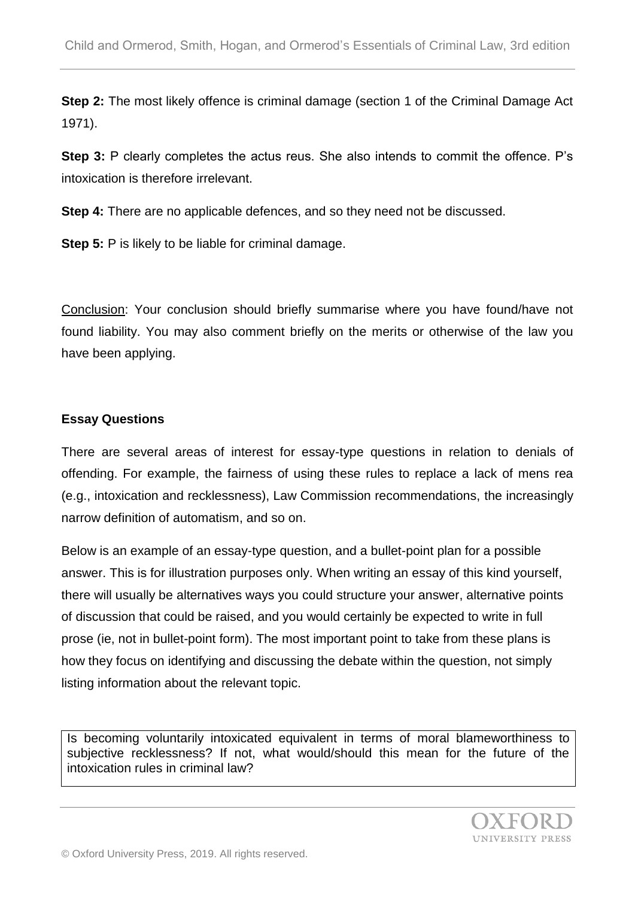**Step 2:** The most likely offence is criminal damage (section 1 of the Criminal Damage Act 1971).

**Step 3:** P clearly completes the actus reus. She also intends to commit the offence. P's intoxication is therefore irrelevant.

**Step 4:** There are no applicable defences, and so they need not be discussed.

**Step 5:** P is likely to be liable for criminal damage.

Conclusion: Your conclusion should briefly summarise where you have found/have not found liability. You may also comment briefly on the merits or otherwise of the law you have been applying.

### Essay Questions

There are several areas of interest for essay-type questions in relation to denials of offending. For example, the fairness of using these rules to replace a lack of mens rea (e.g., intoxication and recklessness), Law Commission recommendations, the increasingly narrow definition of automatism, and so on.

Below is an example of an essay-type question, and a bullet-point plan for a possible answer. This is for illustration purposes only. When writing an essay of this kind yourself, there will usually be alternatives ways you could structure your answer, alternative points of discussion that could be raised, and you would certainly be expected to write in full prose (ie, not in bullet-point form). The most important point to take from these plans is how they focus on identifying and discussing the debate within the question, not simply listing information about the relevant topic.

> Is becoming voluntarily intoxicated equivalent in terms of moral blameworthiness to subjective recklessness? If not, what would/should this mean for the future of the intoxication rules in criminal law?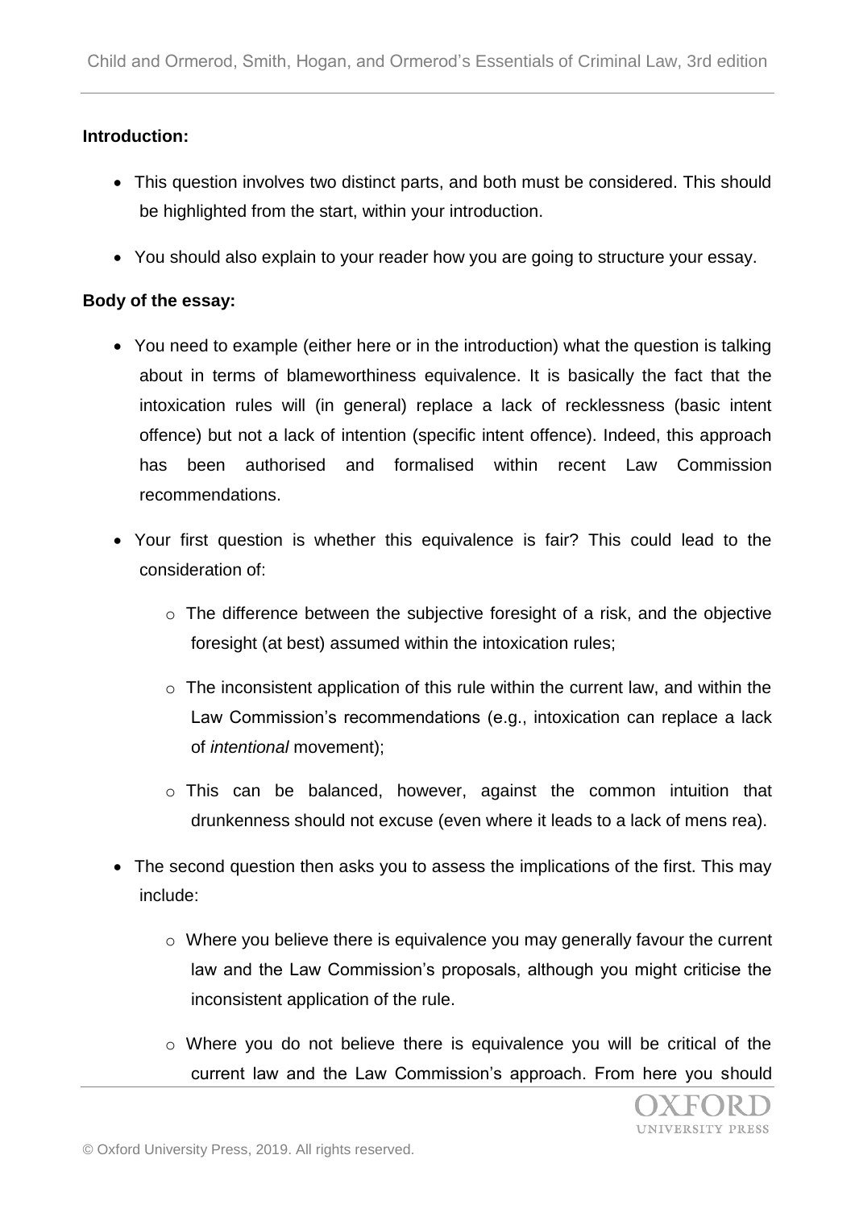**Introduction:**

- This question involves two distinct parts, and both must be considered. This should be highlighted from the start, within your introduction.
- You should also explain to your reader how you are going to structure your essay.

**Body of the essay:**

- You need to example (either here or in the introduction) what the question is talking about in terms of blameworthiness equivalence. It is basically the fact that the intoxication rules will (in general) replace a lack of recklessness (basic intent offence) but not a lack of intention (specific intent offence). Indeed, this approach has been authorised and formalised within recent Law Commission recommendations.
- Your first question is whether this equivalence is fair? This could lead to the consideration of:
  - The difference between the subjective foresight of a risk, and the objective foresight (at best) assumed within the intoxication rules;
  - The inconsistent application of this rule within the current law, and within the Law Commission's recommendations (e.g., intoxication can replace a lack of *intentional* movement);
  - This can be balanced, however, against the common intuition that drunkenness should not excuse (even where it leads to a lack of mens rea).
- The second question then asks you to assess the implications of the first. This may include:
  - Where you believe there is equivalence you may generally favour the current law and the Law Commission's proposals, although you might criticise the inconsistent application of the rule.
  - Where you do not believe there is equivalence you will be critical of the current law and the Law Commission's approach. From here you should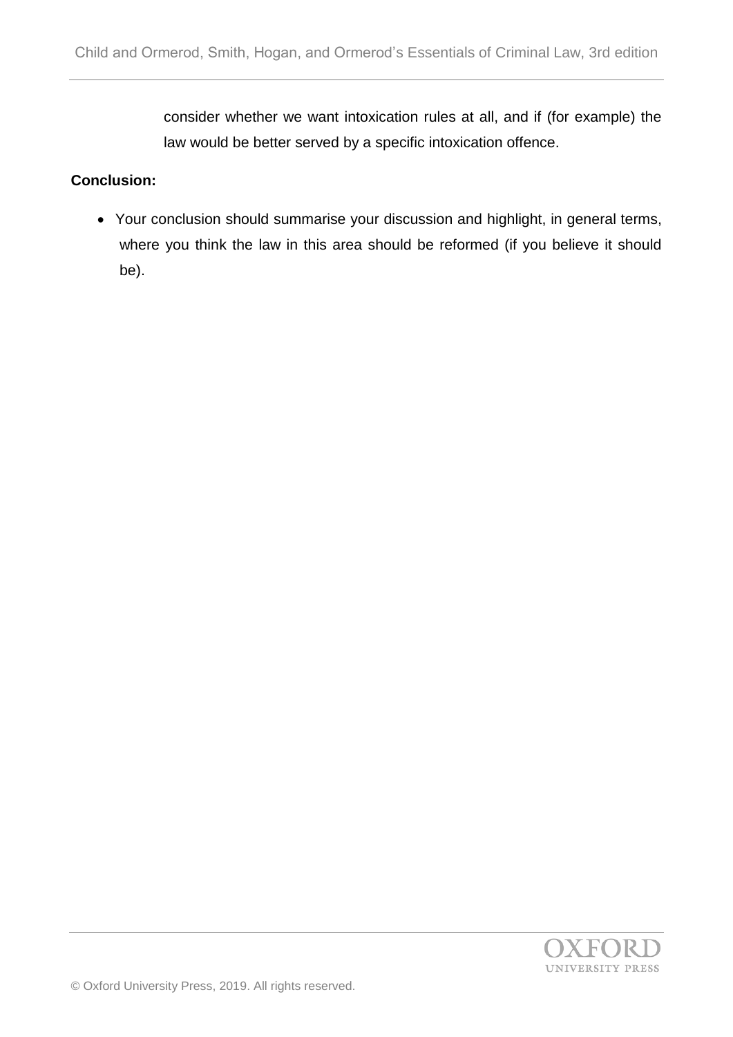consider whether we want intoxication rules at all, and if (for example) the law would be better served by a specific intoxication offence.

**Conclusion:**

- Your conclusion should summarise your discussion and highlight, in general terms, where you think the law in this area should be reformed (if you believe it should be).